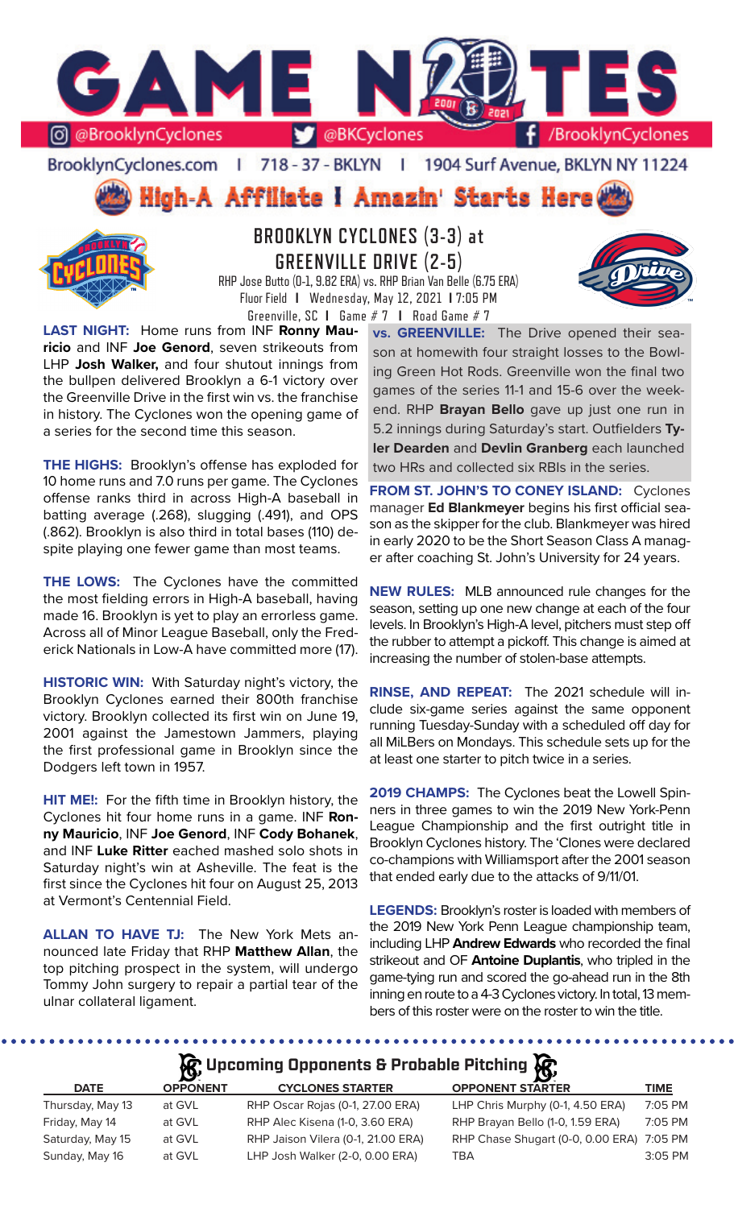# GAME NOTES

@BrooklynCyclones | @BKCyclones | /BrooklynCyclones

BrooklynCyclones.com | 718-37-BKLYN | 1904 Surf Avenue, BKLYN NY 11224

## High-A Affiliate I Amazin' Starts Here

## BROOKLYN CYCLONES (3-3) at GREENVILLE DRIVE (2-5)

RHP Jose Butto (0-1, 9.82 ERA) vs. RHP Brian Van Belle (6.75 ERA)
Fluor Field I Wednesday, May 12, 2021 I 7:05 PM
Greenville, SC I Game # 7 I Road Game # 7

**LAST NIGHT:** Home runs from INF **Ronny Mauricio** and INF **Joe Genord**, seven strikeouts from LHP **Josh Walker,** and four shutout innings from the bullpen delivered Brooklyn a 6-1 victory over the Greenville Drive in the first win vs. the franchise in history. The Cyclones won the opening game of a series for the second time this season.

**THE HIGHS:** Brooklyn's offense has exploded for 10 home runs and 7.0 runs per game. The Cyclones offense ranks third in across High-A baseball in batting average (.268), slugging (.491), and OPS (.862). Brooklyn is also third in total bases (110) despite playing one fewer game than most teams.

**THE LOWS:** The Cyclones have the committed the most fielding errors in High-A baseball, having made 16. Brooklyn is yet to play an errorless game. Across all of Minor League Baseball, only the Frederick Nationals in Low-A have committed more (17).

**HISTORIC WIN:** With Saturday night's victory, the Brooklyn Cyclones earned their 800th franchise victory. Brooklyn collected its first win on June 19, 2001 against the Jamestown Jammers, playing the first professional game in Brooklyn since the Dodgers left town in 1957.

**HIT ME!:** For the fifth time in Brooklyn history, the Cyclones hit four home runs in a game. INF **Ronny Mauricio**, INF **Joe Genord**, INF **Cody Bohanek**, and INF **Luke Ritter** eached mashed solo shots in Saturday night's win at Asheville. The feat is the first since the Cyclones hit four on August 25, 2013 at Vermont's Centennial Field.

**ALLAN TO HAVE TJ:** The New York Mets announced late Friday that RHP **Matthew Allan**, the top pitching prospect in the system, will undergo Tommy John surgery to repair a partial tear of the ulnar collateral ligament.

**vs. GREENVILLE:** The Drive opened their season at homewith four straight losses to the Bowling Green Hot Rods. Greenville won the final two games of the series 11-1 and 15-6 over the weekend. RHP **Brayan Bello** gave up just one run in 5.2 innings during Saturday's start. Outfielders **Tyler Dearden** and **Devlin Granberg** each launched two HRs and collected six RBIs in the series.

**FROM ST. JOHN'S TO CONEY ISLAND:** Cyclones manager **Ed Blankmeyer** begins his first official season as the skipper for the club. Blankmeyer was hired in early 2020 to be the Short Season Class A manager after coaching St. John's University for 24 years.

**NEW RULES:** MLB announced rule changes for the season, setting up one new change at each of the four levels. In Brooklyn's High-A level, pitchers must step off the rubber to attempt a pickoff. This change is aimed at increasing the number of stolen-base attempts.

**RINSE, AND REPEAT:** The 2021 schedule will include six-game series against the same opponent running Tuesday-Sunday with a scheduled off day for all MiLBers on Mondays. This schedule sets up for the at least one starter to pitch twice in a series.

**2019 CHAMPS:** The Cyclones beat the Lowell Spinners in three games to win the 2019 New York-Penn League Championship and the first outright title in Brooklyn Cyclones history. The 'Clones were declared co-champions with Williamsport after the 2001 season that ended early due to the attacks of 9/11/01.

**LEGENDS:** Brooklyn's roster is loaded with members of the 2019 New York Penn League championship team, including LHP **Andrew Edwards** who recorded the final strikeout and OF **Antoine Duplantis**, who tripled in the game-tying run and scored the go-ahead run in the 8th inning en route to a 4-3 Cyclones victory. In total, 13 members of this roster were on the roster to win the title.

## Upcoming Opponents & Probable Pitching

| DATE | OPPONENT | CYCLONES STARTER | OPPONENT STARTER | TIME |
|---|---|---|---|---|
| Thursday, May 13 | at GVL | RHP Oscar Rojas (0-1, 27.00 ERA) | LHP Chris Murphy (0-1, 4.50 ERA) | 7:05 PM |
| Friday, May 14 | at GVL | RHP Alec Kisena (1-0, 3.60 ERA) | RHP Brayan Bello (1-0, 1.59 ERA) | 7:05 PM |
| Saturday, May 15 | at GVL | RHP Jaison Vilera (0-1, 21.00 ERA) | RHP Chase Shugart (0-0, 0.00 ERA) | 7:05 PM |
| Sunday, May 16 | at GVL | LHP Josh Walker (2-0, 0.00 ERA) | TBA | 3:05 PM |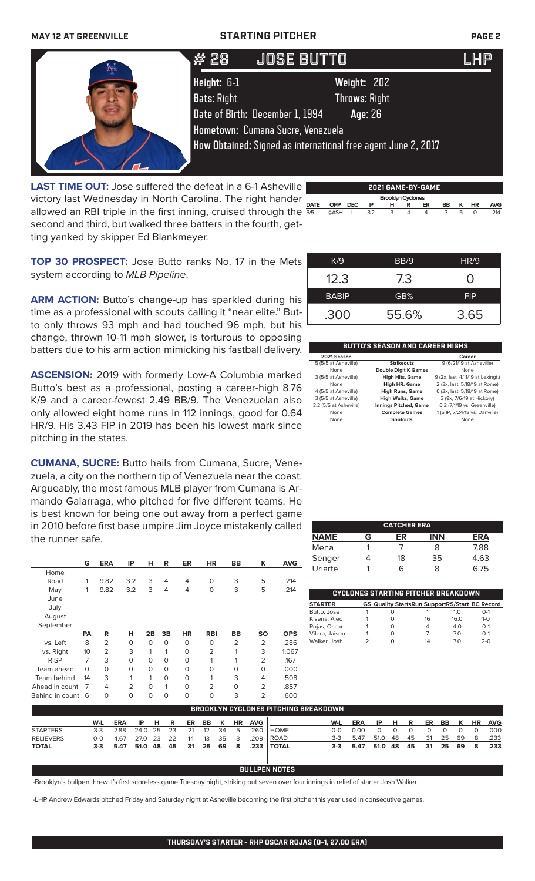MAY 12 AT GREENVILLE — STARTING PITCHER

# #28 JOSE BUTTO — LHP

**Height:** 6-1 **Weight:** 202
**Bats:** Right **Throws:** Right
**Date of Birth:** December 1, 1994 **Age:** 26
**Hometown:** Cumana Sucre, Venezuela
**How Obtained:** Signed as international free agent June 2, 2017

**LAST TIME OUT:** Jose suffered the defeat in a 6-1 Asheville victory last Wednesday in North Carolina. The right hander allowed an RBI triple in the first inning, cruised through the second and third, but walked three batters in the fourth, getting yanked by skipper Ed Blankmeyer.

**2021 GAME-BY-GAME**

| Brooklyn Cyclones | | | | | | | | | | |
|---|---|---|---|---|---|---|---|---|---|---|
| DATE | OPP | DEC | IP | H | R | ER | BB | K | HR | AVG |
| 5/5 | @ASH | L | 3.2 | 3 | 4 | 4 | 3 | 5 | 0 | .214 |

**TOP 30 PROSPECT:** Jose Butto ranks No. 17 in the Mets system according to *MLB Pipeline*.

| K/9 | BB/9 | HR/9 |
|---|---|---|
| 12.3 | 7.3 | 0 |
| BABIP | GB% | FIP |
| .300 | 55.6% | 3.65 |

**ARM ACTION:** Butto's change-up has sparkled during his time as a professional with scouts calling it "near elite." Butto only throws 93 mph and had touched 96 mph, but his change, thrown 10-11 mph slower, is torturous to opposing batters due to his arm action mimicking his fastball delivery.

**BUTTO'S SEASON AND CAREER HIGHS**

| 2021 Season | | Career |
|---|---|---|
| 5 (5/5 at Asheville) | Strikeouts | 9 (6/21/19 at Asheville) |
| None | Double Digit K Games | None |
| 3 (5/5 at Asheville) | High Hits, Game | 9 (2x, last: 4/11/19 at Lexingt.) |
| None | High HR, Game | 2 (3x, last: 5/18/19 at Rome) |
| 4 (5/5 at Asheville) | High Runs, Game | 6 (2x, last: 5/18/19 at Rome) |
| 3 (5/5 at Asheville) | High Walks, Game | 3 (9x, 7/6/19 at Hickory) |
| 3.2 (5/5 at Asheville) | Innings Pitched, Game | 6.2 (7/1/19 vs. Greenville) |
| None | Complete Games | 1 (6 IP, 7/24/18 vs. Danville) |
| None | Shutouts | None |

**ASCENSION:** 2019 with formerly Low-A Columbia marked Butto's best as a professional, posting a career-high 8.76 K/9 and a career-fewest 2.49 BB/9. The Venezuelan also only allowed eight home runs in 112 innings, good for 0.64 HR/9. His 3.43 FIP in 2019 has been his lowest mark since pitching in the states.

**CUMANA, SUCRE:** Butto hails from Cumana, Sucre, Venezuela, a city on the northern tip of Venezuela near the coast. Argueably, the most famous MLB player from Cumana is Armando Galarraga, who pitched for five different teams. He is best known for being one out away from a perfect game in 2010 before first base umpire Jim Joyce mistakenly called the runner safe.

**CATCHER ERA**

| NAME | G | ER | INN | ERA |
|---|---|---|---|---|
| Mena | 1 | 7 | 8 | 7.88 |
| Senger | 4 | 18 | 35 | 4.63 |
| Uriarte | 1 | 6 | 8 | 6.75 |

| | G | ERA | IP | H | R | ER | HR | BB | K | AVG |
|---|---|---|---|---|---|---|---|---|---|---|
| Home | | | | | | | | | | |
| Road | 1 | 9.82 | 3.2 | 3 | 4 | 4 | 0 | 3 | 5 | .214 |
| May | 1 | 9.82 | 3.2 | 3 | 4 | 4 | 0 | 3 | 5 | .214 |
| June | | | | | | | | | | |
| July | | | | | | | | | | |
| August | | | | | | | | | | |
| September | | | | | | | | | | |

| | PA | R | H | 2B | 3B | HR | RBI | BB | SO | OPS |
|---|---|---|---|---|---|---|---|---|---|---|
| vs. Left | 8 | 2 | 0 | 0 | 0 | 0 | 0 | 2 | 2 | .286 |
| vs. Right | 10 | 2 | 3 | 1 | 1 | 0 | 2 | 1 | 3 | 1.067 |
| RISP | 7 | 3 | 0 | 0 | 0 | 0 | 1 | 1 | 2 | .167 |
| Team ahead | 0 | 0 | 0 | 0 | 0 | 0 | 0 | 0 | 0 | .000 |
| Team behind | 14 | 3 | 1 | 1 | 0 | 0 | 1 | 3 | 4 | .508 |
| Ahead in count | 7 | 4 | 2 | 0 | 1 | 0 | 2 | 0 | 2 | .857 |
| Behind in count | 6 | 0 | 0 | 0 | 0 | 0 | 0 | 3 | 2 | .600 |

**CYCLONES STARTING PITCHER BREAKDOWN**

| STARTER | GS | Quality Starts | Run Support | RS/Start | BC Record |
|---|---|---|---|---|---|
| Butto, Jose | 1 | 0 | 1 | 1.0 | 0-1 |
| Kisena, Alec | 1 | 0 | 16 | 16.0 | 1-0 |
| Rojas, Oscar | 1 | 0 | 4 | 4.0 | 0-1 |
| Vilera, Jaison | 1 | 0 | 7 | 7.0 | 0-1 |
| Walker, Josh | 2 | 0 | 14 | 7.0 | 2-0 |

**BROOKLYN CYCLONES PITCHING BREAKDOWN**

| | W-L | ERA | IP | H | R | ER | BB | K | HR | AVG | | W-L | ERA | IP | H | R | ER | BB | K | HR | AVG |
|---|---|---|---|---|---|---|---|---|---|---|---|---|---|---|---|---|---|---|---|---|---|
| STARTERS | 3-3 | 7.88 | 24.0 | 25 | 23 | 21 | 12 | 34 | 5 | .260 | HOME | 0-0 | 0.00 | 0 | 0 | 0 | 0 | 0 | 0 | 0 | .000 |
| RELIEVERS | 0-0 | 4.67 | 27.0 | 23 | 22 | 14 | 13 | 35 | 3 | .209 | ROAD | 3-3 | 5.47 | 51.0 | 48 | 45 | 31 | 25 | 69 | 8 | .233 |
| TOTAL | 3-3 | 5.47 | 51.0 | 48 | 45 | 31 | 25 | 69 | 8 | .233 | TOTAL | 3-3 | 5.47 | 51.0 | 48 | 45 | 31 | 25 | 69 | 8 | .233 |

**BULLPEN NOTES**

-Brooklyn's bullpen threw it's first scoreless game Tuesday night, striking out seven over four innings in relief of starter Josh Walker

-LHP Andrew Edwards pitched Friday and Saturday night at Asheville becoming the first pitcher this year used in consecutive games.

**THURSDAY'S STARTER - RHP OSCAR ROJAS (0-1, 27.00 ERA)**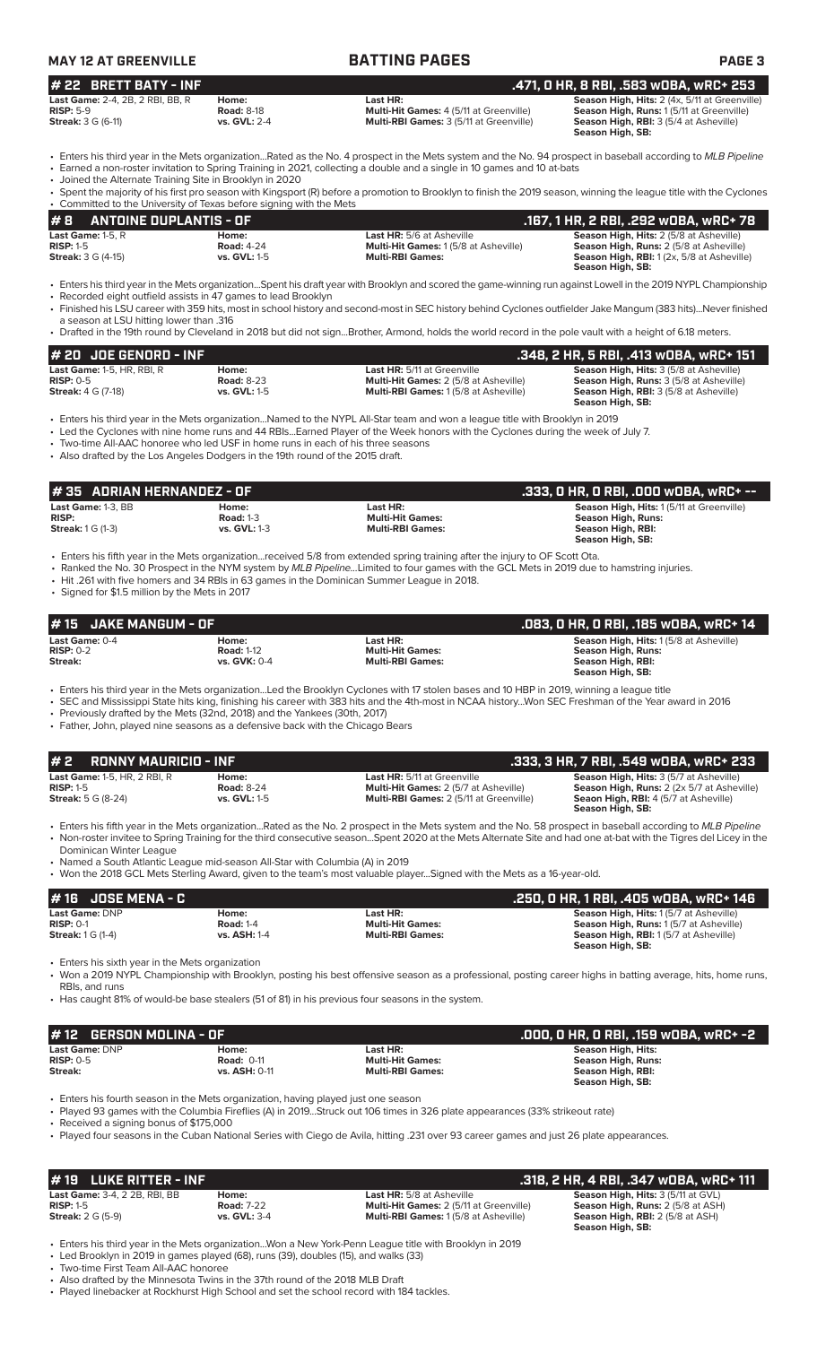## # 22 BRETT BATY - INF
**.471, 0 HR, 8 RBI, .583 wOBA, wRC+ 253**

| | | | |
|---|---|---|---|
| **Last Game:** 2-4, 2B, 2 RBI, BB, R | **Home:** | **Last HR:** | **Season High, Hits:** 2 (4x, 5/11 at Greenville) |
| **RISP:** 5-9 | **Road:** 8-18 | **Multi-Hit Games:** 4 (5/11 at Greenville) | **Season High, Runs:** 1 (5/11 at Greenville) |
| **Streak:** 3 G (6-11) | **vs. GVL:** 2-4 | **Multi-RBI Games:** 3 (5/11 at Greenville) | **Season High, RBI:** 3 (5/4 at Asheville) |
| | | | **Season High, SB:** |

- Enters his third year in the Mets organization...Rated as the No. 4 prospect in the Mets system and the No. 94 prospect in baseball according to *MLB Pipeline*
- Earned a non-roster invitation to Spring Training in 2021, collecting a double and a single in 10 games and 10 at-bats
- Joined the Alternate Training Site in Brooklyn in 2020
- Spent the majority of his first pro season with Kingsport (R) before a promotion to Brooklyn to finish the 2019 season, winning the league title with the Cyclones
- Committed to the University of Texas before signing with the Mets

## # 8 ANTOINE DUPLANTIS - OF
**.167, 1 HR, 2 RBI, .292 wOBA, wRC+ 78**

| | | | |
|---|---|---|---|
| **Last Game:** 1-5, R | **Home:** | **Last HR:** 5/6 at Asheville | **Season High, Hits:** 2 (5/8 at Asheville) |
| **RISP:** 1-5 | **Road:** 4-24 | **Multi-Hit Games:** 1 (5/8 at Asheville) | **Season High, Runs:** 2 (5/8 at Asheville) |
| **Streak:** 3 G (4-15) | **vs. GVL:** 1-5 | **Multi-RBI Games:** | **Season High, RBI:** 1 (2x, 5/8 at Asheville) |
| | | | **Season High, SB:** |

- Enters his third year in the Mets organization...Spent his draft year with Brooklyn and scored the game-winning run against Lowell in the 2019 NYPL Championship
- Recorded eight outfield assists in 47 games to lead Brooklyn
- Finished his LSU career with 359 hits, most in school history and second-most in SEC history behind Cyclones outfielder Jake Mangum (383 hits)...Never finished a season at LSU hitting lower than .316
- Drafted in the 19th round by Cleveland in 2018 but did not sign...Brother, Armond, holds the world record in the pole vault with a height of 6.18 meters.

## # 20 JOE GENORD - INF
**.348, 2 HR, 5 RBI, .413 wOBA, wRC+ 151**

| | | | |
|---|---|---|---|
| **Last Game:** 1-5, HR, RBI, R | **Home:** | **Last HR:** 5/11 at Greenville | **Season High, Hits:** 3 (5/8 at Asheville) |
| **RISP:** 0-5 | **Road:** 8-23 | **Multi-Hit Games:** 2 (5/8 at Asheville) | **Season High, Runs:** 3 (5/8 at Asheville) |
| **Streak:** 4 G (7-18) | **vs. GVL:** 1-5 | **Multi-RBI Games:** 1 (5/8 at Asheville) | **Season High, RBI:** 3 (5/8 at Asheville) |
| | | | **Season High, SB:** |

- Enters his third year in the Mets organization...Named to the NYPL All-Star team and won a league title with Brooklyn in 2019
- Led the Cyclones with nine home runs and 44 RBIs...Earned Player of the Week honors with the Cyclones during the week of July 7.
- Two-time All-AAC honoree who led USF in home runs in each of his three seasons
- Also drafted by the Los Angeles Dodgers in the 19th round of the 2015 draft.

## # 35 ADRIAN HERNANDEZ - OF
**.333, 0 HR, 0 RBI, .000 wOBA, wRC+ --**

| | | | |
|---|---|---|---|
| **Last Game:** 1-3, BB | **Home:** | **Last HR:** | **Season High, Hits:** 1 (5/11 at Greenville) |
| **RISP:** | **Road:** 1-3 | **Multi-Hit Games:** | **Season High, Runs:** |
| **Streak:** 1 G (1-3) | **vs. GVL:** 1-3 | **Multi-RBI Games:** | **Season High, RBI:** |
| | | | **Season High, SB:** |

- Enters his fifth year in the Mets organization...received 5/8 from extended spring training after the injury to OF Scott Ota.
- Ranked the No. 30 Prospect in the NYM system by *MLB Pipeline*...Limited to four games with the GCL Mets in 2019 due to hamstring injuries.
- Hit .261 with five homers and 34 RBIs in 63 games in the Dominican Summer League in 2018.
- Signed for $1.5 million by the Mets in 2017

## # 15 JAKE MANGUM - OF
**.083, 0 HR, 0 RBI, .185 wOBA, wRC+ 14**

| | | | |
|---|---|---|---|
| **Last Game:** 0-4 | **Home:** | **Last HR:** | **Season High, Hits:** 1 (5/8 at Asheville) |
| **RISP:** 0-2 | **Road:** 1-12 | **Multi-Hit Games:** | **Season High, Runs:** |
| **Streak:** | **vs. GVK:** 0-4 | **Multi-RBI Games:** | **Season High, RBI:** |
| | | | **Season High, SB:** |

- Enters his third year in the Mets organization...Led the Brooklyn Cyclones with 17 stolen bases and 10 HBP in 2019, winning a league title
- SEC and Mississippi State hits king, finishing his career with 383 hits and the 4th-most in NCAA history...Won SEC Freshman of the Year award in 2016
- Previously drafted by the Mets (32nd, 2018) and the Yankees (30th, 2017)
- Father, John, played nine seasons as a defensive back with the Chicago Bears

## # 2 RONNY MAURICIO - INF
**.333, 3 HR, 7 RBI, .549 wOBA, wRC+ 233**

| | | | |
|---|---|---|---|
| **Last Game:** 1-5, HR, 2 RBI, R | **Home:** | **Last HR:** 5/11 at Greenville | **Season High, Hits:** 3 (5/7 at Asheville) |
| **RISP:** 1-5 | **Road:** 8-24 | **Multi-Hit Games:** 2 (5/7 at Asheville) | **Season High, Runs:** 2 (2x 5/7 at Asheville) |
| **Streak:** 5 G (8-24) | **vs. GVL:** 1-5 | **Multi-RBI Games:** 2 (5/11 at Greenville) | **Seaon High, RBI:** 4 (5/7 at Asheville) |
| | | | **Season High, SB:** |

- Enters his fifth year in the Mets organization...Rated as the No. 2 prospect in the Mets system and the No. 58 prospect in baseball according to *MLB Pipeline*
- Non-roster invitee to Spring Training for the third consecutive season...Spent 2020 at the Mets Alternate Site and had one at-bat with the Tigres del Licey in the Dominican Winter League
- Named a South Atlantic League mid-season All-Star with Columbia (A) in 2019
- Won the 2018 GCL Mets Sterling Award, given to the team's most valuable player...Signed with the Mets as a 16-year-old.

## # 16 JOSE MENA - C
**.250, 0 HR, 1 RBI, .405 wOBA, wRC+ 146**

| | | | |
|---|---|---|---|
| **Last Game:** DNP | **Home:** | **Last HR:** | **Season High, Hits:** 1 (5/7 at Asheville) |
| **RISP:** 0-1 | **Road:** 1-4 | **Multi-Hit Games:** | **Season High, Runs:** 1 (5/7 at Asheville) |
| **Streak:** 1 G (1-4) | **vs. ASH:** 1-4 | **Multi-RBI Games:** | **Season High, RBI:** 1 (5/7 at Asheville) |
| | | | **Season High, SB:** |

- Enters his sixth year in the Mets organization
- Won a 2019 NYPL Championship with Brooklyn, posting his best offensive season as a professional, posting career highs in batting average, hits, home runs, RBIs, and runs
- Has caught 81% of would-be base stealers (51 of 81) in his previous four seasons in the system.

## # 12 GERSON MOLINA - OF
**.000, 0 HR, 0 RBI, .159 wOBA, wRC+ -2**

| | | | |
|---|---|---|---|
| **Last Game:** DNP | **Home:** | **Last HR:** | **Season High, Hits:** |
| **RISP:** 0-5 | **Road:** 0-11 | **Multi-Hit Games:** | **Season High, Runs:** |
| **Streak:** | **vs. ASH:** 0-11 | **Multi-RBI Games:** | **Season High, RBI:** |
| | | | **Season High, SB:** |

- Enters his fourth season in the Mets organization, having played just one season
- Played 93 games with the Columbia Fireflies (A) in 2019...Struck out 106 times in 326 plate appearances (33% strikeout rate)
- Received a signing bonus of $175,000
- Played four seasons in the Cuban National Series with Ciego de Avila, hitting .231 over 93 career games and just 26 plate appearances.

## # 19 LUKE RITTER - INF
**.318, 2 HR, 4 RBI, .347 wOBA, wRC+ 111**

| | | | |
|---|---|---|---|
| **Last Game:** 3-4, 2 2B, RBI, BB | **Home:** | **Last HR:** 5/8 at Asheville | **Season High, Hits:** 3 (5/11 at GVL) |
| **RISP:** 1-5 | **Road:** 7-22 | **Multi-Hit Games:** 2 (5/11 at Greenville) | **Season High, Runs:** 2 (5/8 at ASH) |
| **Streak:** 2 G (5-9) | **vs. GVL:** 3-4 | **Multi-RBI Games:** 1 (5/8 at Asheville) | **Season High, RBI:** 2 (5/8 at ASH) |
| | | | **Season High, SB:** |

- Enters his third year in the Mets organization...Won a New York-Penn League title with Brooklyn in 2019
- Led Brooklyn in 2019 in games played (68), runs (39), doubles (15), and walks (33)
- Two-time First Team All-AAC honoree
- Also drafted by the Minnesota Twins in the 37th round of the 2018 MLB Draft
- Played linebacker at Rockhurst High School and set the school record with 184 tackles.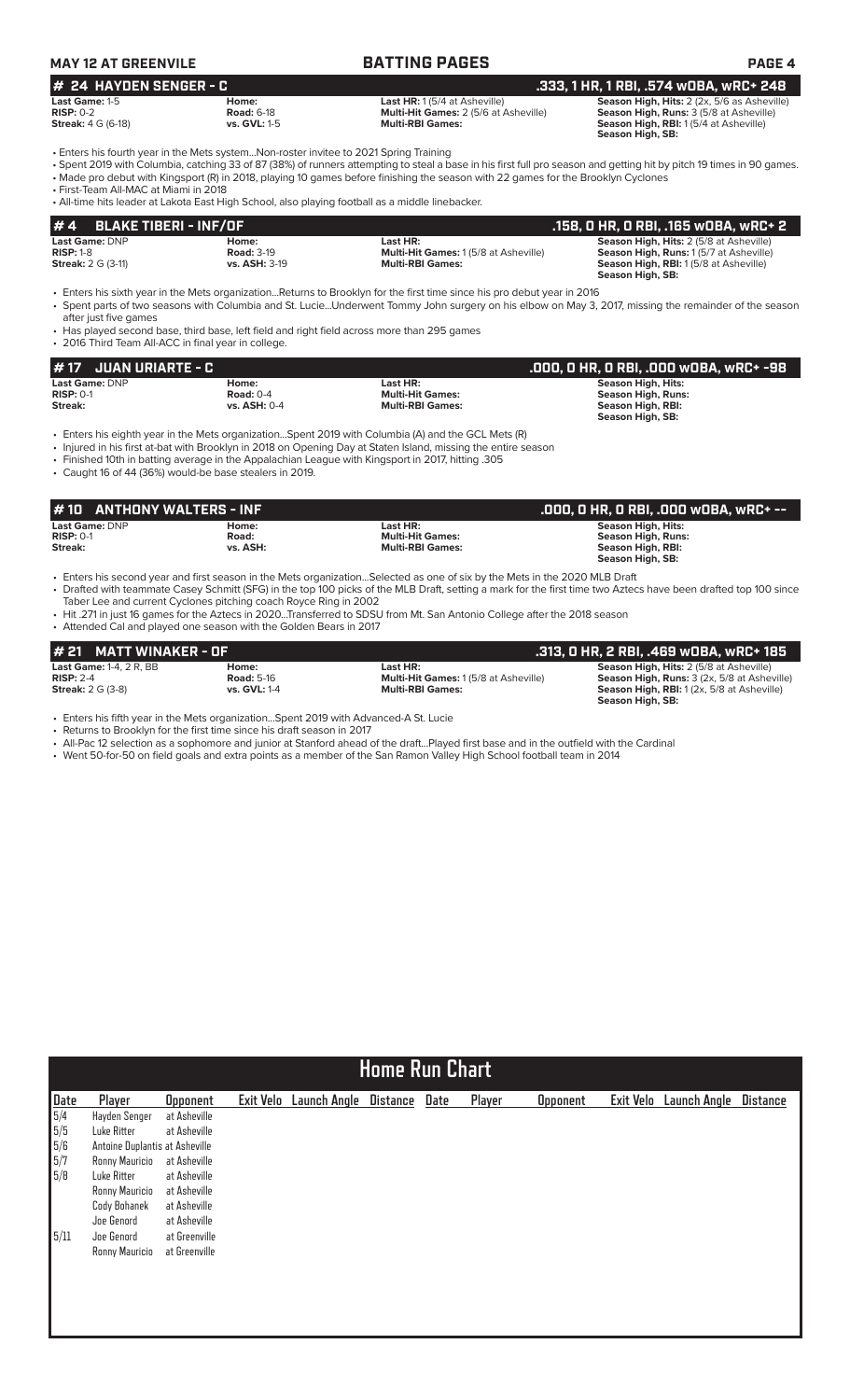**MAY 12 AT GREENVILLE** | **BATTING PAGES**

## # 24 HAYDEN SENGER - C — .333, 1 HR, 1 RBI, .574 wOBA, wRC+ 248

**Last Game:** 1-5
**RISP:** 0-2
**Streak:** 4 G (6-18)

**Home:**
**Road:** 6-18
**vs. GVL:** 1-5

**Last HR:** 1 (5/4 at Asheville)
**Multi-Hit Games:** 2 (5/6 at Asheville)
**Multi-RBI Games:**

**Season High, Hits:** 2 (2x, 5/6 as Asheville)
**Season High, Runs:** 3 (5/8 at Asheville)
**Season High, RBI:** 1 (5/4 at Asheville)
**Season High, SB:**

- Enters his fourth year in the Mets system...Non-roster invitee to 2021 Spring Training
- Spent 2019 with Columbia, catching 33 of 87 (38%) of runners attempting to steal a base in his first full pro season and getting hit by pitch 19 times in 90 games.
- Made pro debut with Kingsport (R) in 2018, playing 10 games before finishing the season with 22 games for the Brooklyn Cyclones
- First-Team All-MAC at Miami in 2018
- All-time hits leader at Lakota East High School, also playing football as a middle linebacker.

## # 4 BLAKE TIBERI - INF/OF — .158, 0 HR, 0 RBI, .165 wOBA, wRC+ 2

**Last Game:** DNP
**RISP:** 1-8
**Streak:** 2 G (3-11)

**Home:**
**Road:** 3-19
**vs. ASH:** 3-19

**Last HR:**
**Multi-Hit Games:** 1 (5/8 at Asheville)
**Multi-RBI Games:**

**Season High, Hits:** 2 (5/8 at Asheville)
**Season High, Runs:** 1 (5/7 at Asheville)
**Season High, RBI:** 1 (5/8 at Asheville)
**Season High, SB:**

- Enters his sixth year in the Mets organization...Returns to Brooklyn for the first time since his pro debut year in 2016
- Spent parts of two seasons with Columbia and St. Lucie...Underwent Tommy John surgery on his elbow on May 3, 2017, missing the remainder of the season after just five games
- Has played second base, third base, left field and right field across more than 295 games
- 2016 Third Team All-ACC in final year in college.

## # 17 JUAN URIARTE - C — .000, 0 HR, 0 RBI, .000 wOBA, wRC+ -98

**Last Game:** DNP
**RISP:** 0-1
**Streak:**

**Home:**
**Road:** 0-4
**vs. ASH:** 0-4

**Last HR:**
**Multi-Hit Games:**
**Multi-RBI Games:**

**Season High, Hits:**
**Season High, Runs:**
**Season High, RBI:**
**Season High, SB:**

- Enters his eighth year in the Mets organization...Spent 2019 with Columbia (A) and the GCL Mets (R)
- Injured in his first at-bat with Brooklyn in 2018 on Opening Day at Staten Island, missing the entire season
- Finished 10th in batting average in the Appalachian League with Kingsport in 2017, hitting .305
- Caught 16 of 44 (36%) would-be base stealers in 2019.

## # 10 ANTHONY WALTERS - INF — .000, 0 HR, 0 RBI, .000 wOBA, wRC+ --

**Last Game:** DNP
**RISP:** 0-1
**Streak:**

**Home:**
**Road:**
**vs. ASH:**

**Last HR:**
**Multi-Hit Games:**
**Multi-RBI Games:**

**Season High, Hits:**
**Season High, Runs:**
**Season High, RBI:**
**Season High, SB:**

- Enters his second year and first season in the Mets organization...Selected as one of six by the Mets in the 2020 MLB Draft
- Drafted with teammate Casey Schmitt (SFG) in the top 100 picks of the MLB Draft, setting a mark for the first time two Aztecs have been drafted top 100 since Taber Lee and current Cyclones pitching coach Royce Ring in 2002
- Hit .271 in just 16 games for the Aztecs in 2020...Transferred to SDSU from Mt. San Antonio College after the 2018 season
- Attended Cal and played one season with the Golden Bears in 2017

## # 21 MATT WINAKER - OF — .313, 0 HR, 2 RBI, .469 wOBA, wRC+ 185

**Last Game:** 1-4, 2 R, BB
**RISP:** 2-4
**Streak:** 2 G (3-8)

**Home:**
**Road:** 5-16
**vs. GVL:** 1-4

**Last HR:**
**Multi-Hit Games:** 1 (5/8 at Asheville)
**Multi-RBI Games:**

**Season High, Hits:** 2 (5/8 at Asheville)
**Season High, Runs:** 3 (2x, 5/8 at Asheville)
**Season High, RBI:** 1 (2x, 5/8 at Asheville)
**Season High, SB:**

- Enters his fifth year in the Mets organization...Spent 2019 with Advanced-A St. Lucie
- Returns to Brooklyn for the first time since his draft season in 2017
- All-Pac 12 selection as a sophomore and junior at Stanford ahead of the draft...Played first base and in the outfield with the Cardinal
- Went 50-for-50 on field goals and extra points as a member of the San Ramon Valley High School football team in 2014

## Home Run Chart

| Date | Player | Opponent | Exit Velo | Launch Angle | Distance | Date | Player | Opponent | Exit Velo | Launch Angle | Distance |
|---|---|---|---|---|---|---|---|---|---|---|---|
| 5/4 | Hayden Senger | at Asheville | | | | | | | | | |
| 5/5 | Luke Ritter | at Asheville | | | | | | | | | |
| 5/6 | Antoine Duplantis | at Asheville | | | | | | | | | |
| 5/7 | Ronny Mauricio | at Asheville | | | | | | | | | |
| 5/8 | Luke Ritter | at Asheville | | | | | | | | | |
| | Ronny Mauricio | at Asheville | | | | | | | | | |
| | Cody Bohanek | at Asheville | | | | | | | | | |
| | Joe Genord | at Asheville | | | | | | | | | |
| 5/11 | Joe Genord | at Greenville | | | | | | | | | |
| | Ronny Mauricio | at Greenville | | | | | | | | | |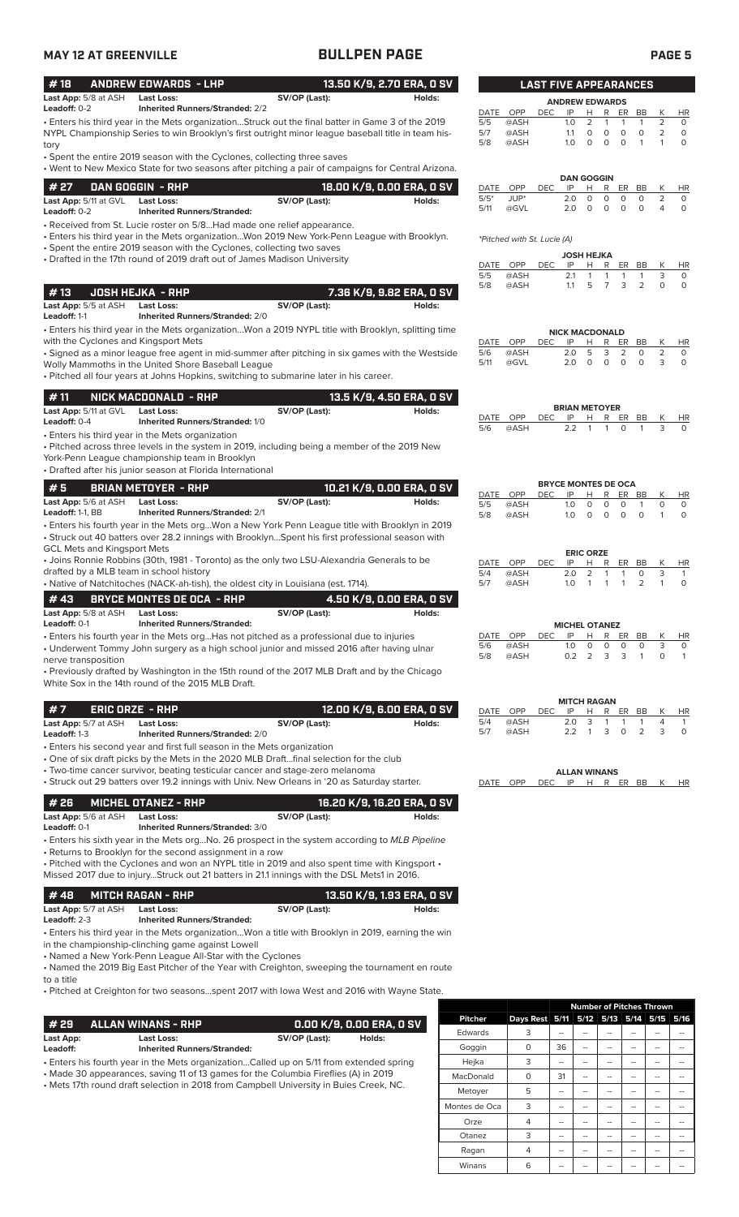MAY 12 AT GREENVILLE

# BULLPEN PAGE

## #18 ANDREW EDWARDS - LHP — 13.50 K/9, 2.70 ERA, 0 SV

**Last App:** 5/8 at ASH **Last Loss:** **SV/OP (Last):** **Holds:**
**Leadoff:** 0-2 **Inherited Runners/Stranded:** 2/2

• Enters his third year in the Mets organization...Struck out the final batter in Game 3 of the 2019 NYPL Championship Series to win Brooklyn's first outright minor league baseball title in team history
• Spent the entire 2019 season with the Cyclones, collecting three saves
• Went to New Mexico State for two seasons after pitching a pair of campaigns for Central Arizona.

## #27 DAN GOGGIN - RHP — 18.00 K/9, 0.00 ERA, 0 SV

**Last App:** 5/11 at GVL **Last Loss:** **SV/OP (Last):** **Holds:**
**Leadoff:** 0-2 **Inherited Runners/Stranded:**

• Received from St. Lucie roster on 5/8...Had made one relief appearance.
• Enters his third year in the Mets organization...Won 2019 New York-Penn League with Brooklyn.
• Spent the entire 2019 season with the Cyclones, collecting two saves
• Drafted in the 17th round of 2019 draft out of James Madison University

## #13 JOSH HEJKA - RHP — 7.36 K/9, 9.82 ERA, 0 SV

**Last App:** 5/5 at ASH **Last Loss:** **SV/OP (Last):** **Holds:**
**Leadoff:** 1-1 **Inherited Runners/Stranded:** 2/0

• Enters his third year in the Mets organization...Won a 2019 NYPL title with Brooklyn, splitting time with the Cyclones and Kingsport Mets
• Signed as a minor league free agent in mid-summer after pitching in six games with the Westside Wolly Mammoths in the United Shore Baseball League
• Pitched all four years at Johns Hopkins, switching to submarine later in his career.

## #11 NICK MACDONALD - RHP — 13.5 K/9, 4.50 ERA, 0 SV

**Last App:** 5/11 at GVL **Last Loss:** **SV/OP (Last):** **Holds:**
**Leadoff:** 0-4 **Inherited Runners/Stranded:** 1/0

• Enters his third year in the Mets organization
• Pitched across three levels in the system in 2019, including being a member of the 2019 New York-Penn League championship team in Brooklyn
• Drafted after his junior season at Florida International

## #5 BRIAN METOYER - RHP — 10.21 K/9, 0.00 ERA, 0 SV

**Last App:** 5/6 at ASH **Last Loss:** **SV/OP (Last):** **Holds:**
**Leadoff:** 1-1, BB **Inherited Runners/Stranded:** 2/1

• Enters his fourth year in the Mets org...Won a New York Penn League title with Brooklyn in 2019
• Struck out 40 batters over 28.2 innings with Brooklyn...Spent his first professional season with GCL Mets and Kingsport Mets
• Joins Ronnie Robbins (30th, 1981 - Toronto) as the only two LSU-Alexandria Generals to be drafted by a MLB team in school history
• Native of Natchitoches (NACK-ah-tish), the oldest city in Louisiana (est. 1714).

## #43 BRYCE MONTES DE OCA - RHP — 4.50 K/9, 0.00 ERA, 0 SV

**Last App:** 5/8 at ASH **Last Loss:** **SV/OP (Last):** **Holds:**
**Leadoff:** 0-1 **Inherited Runners/Stranded:**

• Enters his fourth year in the Mets org...Has not pitched as a professional due to injuries
• Underwent Tommy John surgery as a high school junior and missed 2016 after having ulnar nerve transposition
• Previously drafted by Washington in the 15th round of the 2017 MLB Draft and by the Chicago White Sox in the 14th round of the 2015 MLB Draft.

## #7 ERIC ORZE - RHP — 12.00 K/9, 6.00 ERA, 0 SV

**Last App:** 5/7 at ASH **Last Loss:** **SV/OP (Last):** **Holds:**
**Leadoff:** 1-3 **Inherited Runners/Stranded:** 2/0

• Enters his second year and first full season in the Mets organization
• One of six draft picks by the Mets in the 2020 MLB Draft...final selection for the club
• Two-time cancer survivor, beating testicular cancer and stage-zero melanoma
• Struck out 29 batters over 19.2 innings with Univ. New Orleans in '20 as Saturday starter.

## #26 MICHEL OTANEZ - RHP — 16.20 K/9, 16.20 ERA, 0 SV

**Last App:** 5/6 at ASH **Last Loss:** **SV/OP (Last):** **Holds:**
**Leadoff:** 0-1 **Inherited Runners/Stranded:** 3/0

• Enters his sixth year in the Mets org...No. 26 prospect in the system according to *MLB Pipeline*
• Returns to Brooklyn for the second assignment in a row
• Pitched with the Cyclones and won an NYPL title in 2019 and also spent time with Kingsport • Missed 2017 due to injury...Struck out 21 batters in 21.1 innings with the DSL Mets1 in 2016.

## #48 MITCH RAGAN - RHP — 13.50 K/9, 1.93 ERA, 0 SV

**Last App:** 5/7 at ASH **Last Loss:** **SV/OP (Last):** **Holds:**
**Leadoff:** 2-3 **Inherited Runners/Stranded:**

• Enters his third year in the Mets organization...Won a title with Brooklyn in 2019, earning the win in the championship-clinching game against Lowell
• Named a New York-Penn League All-Star with the Cyclones
• Named the 2019 Big East Pitcher of the Year with Creighton, sweeping the tournament en route to a title
• Pitched at Creighton for two seasons...spent 2017 with Iowa West and 2016 with Wayne State.

## #29 ALLAN WINANS - RHP — 0.00 K/9, 0.00 ERA, 0 SV

**Last App:** **Last Loss:** **SV/OP (Last):** **Holds:**
**Leadoff:** **Inherited Runners/Stranded:**

• Enters his fourth year in the Mets organization...Called up on 5/11 from extended spring
• Made 30 appearances, saving 11 of 13 games for the Columbia Fireflies (A) in 2019
• Mets 17th round draft selection in 2018 from Campbell University in Buies Creek, NC.

## LAST FIVE APPEARANCES

**ANDREW EDWARDS**

| DATE | OPP | DEC | IP | H | R | ER | BB | K | HR |
|---|---|---|---|---|---|---|---|---|---|
| 5/5 | @ASH | | 1.0 | 2 | 1 | 1 | 1 | 2 | 0 |
| 5/7 | @ASH | | 1.1 | 0 | 0 | 0 | 0 | 2 | 0 |
| 5/8 | @ASH | | 1.0 | 0 | 0 | 0 | 1 | 1 | 0 |

**DAN GOGGIN**

| DATE | OPP | DEC | IP | H | R | ER | BB | K | HR |
|---|---|---|---|---|---|---|---|---|---|
| 5/5* | JUP* | | 2.0 | 0 | 0 | 0 | 0 | 2 | 0 |
| 5/11 | @GVL | | 2.0 | 0 | 0 | 0 | 0 | 4 | 0 |

*Pitched with St. Lucie (A)*

**JOSH HEJKA**

| DATE | OPP | DEC | IP | H | R | ER | BB | K | HR |
|---|---|---|---|---|---|---|---|---|---|
| 5/5 | @ASH | | 2.1 | 1 | 1 | 1 | 1 | 3 | 0 |
| 5/8 | @ASH | | 1.1 | 5 | 7 | 3 | 2 | 0 | 0 |

**NICK MACDONALD**

| DATE | OPP | DEC | IP | H | R | ER | BB | K | HR |
|---|---|---|---|---|---|---|---|---|---|
| 5/6 | @ASH | | 2.0 | 5 | 3 | 2 | 0 | 2 | 0 |
| 5/11 | @GVL | | 2.0 | 0 | 0 | 0 | 0 | 3 | 0 |

**BRIAN METOYER**

| DATE | OPP | DEC | IP | H | R | ER | BB | K | HR |
|---|---|---|---|---|---|---|---|---|---|
| 5/6 | @ASH | | 2.2 | 1 | 1 | 0 | 1 | 3 | 0 |

**BRYCE MONTES DE OCA**

| DATE | OPP | DEC | IP | H | R | ER | BB | K | HR |
|---|---|---|---|---|---|---|---|---|---|
| 5/5 | @ASH | | 1.0 | 0 | 0 | 0 | 1 | 0 | 0 |
| 5/8 | @ASH | | 1.0 | 0 | 0 | 0 | 0 | 1 | 0 |

**ERIC ORZE**

| DATE | OPP | DEC | IP | H | R | ER | BB | K | HR |
|---|---|---|---|---|---|---|---|---|---|
| 5/4 | @ASH | | 2.0 | 2 | 1 | 1 | 0 | 3 | 1 |
| 5/7 | @ASH | | 1.0 | 1 | 1 | 1 | 2 | 1 | 0 |

**MICHEL OTANEZ**

| DATE | OPP | DEC | IP | H | R | ER | BB | K | HR |
|---|---|---|---|---|---|---|---|---|---|
| 5/6 | @ASH | | 1.0 | 0 | 0 | 0 | 0 | 3 | 0 |
| 5/8 | @ASH | | 0.2 | 2 | 3 | 3 | 1 | 0 | 1 |

**MITCH RAGAN**

| DATE | OPP | DEC | IP | H | R | ER | BB | K | HR |
|---|---|---|---|---|---|---|---|---|---|
| 5/4 | @ASH | | 2.0 | 3 | 1 | 1 | 1 | 4 | 1 |
| 5/7 | @ASH | | 2.2 | 1 | 3 | 0 | 2 | 3 | 0 |

**ALLAN WINANS**

| DATE | OPP | DEC | IP | H | R | ER | BB | K | HR |
|---|---|---|---|---|---|---|---|---|---|

## Number of Pitches Thrown

| Pitcher | Days Rest | 5/11 | 5/12 | 5/13 | 5/14 | 5/15 | 5/16 |
|---|---|---|---|---|---|---|---|
| Edwards | 3 | -- | -- | -- | -- | -- | -- |
| Goggin | 0 | 36 | -- | -- | -- | -- | -- |
| Hejka | 3 | -- | -- | -- | -- | -- | -- |
| MacDonald | 0 | 31 | -- | -- | -- | -- | -- |
| Metoyer | 5 | -- | -- | -- | -- | -- | -- |
| Montes de Oca | 3 | -- | -- | -- | -- | -- | -- |
| Orze | 4 | -- | -- | -- | -- | -- | -- |
| Otanez | 3 | -- | -- | -- | -- | -- | -- |
| Ragan | 4 | -- | -- | -- | -- | -- | -- |
| Winans | 6 | -- | -- | -- | -- | -- | -- |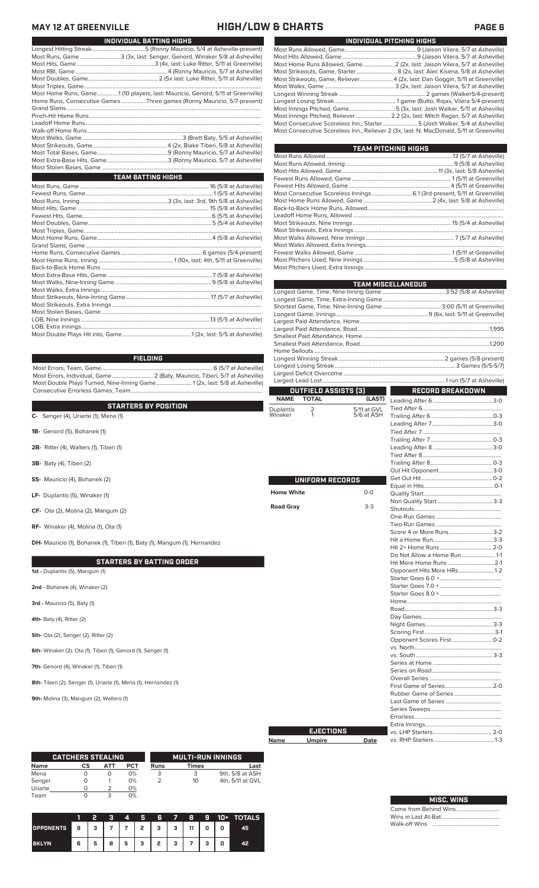## MAY 12 AT GREENVILLE — HIGH/LOW & CHARTS

### INDIVIDUAL BATTING HIGHS

| | |
|---|---|
| Longest Hitting Streak | 5 (Ronny Mauricio, 5/4 at Asheville-present) |
| Most Runs, Game | 3 (3x, last: Senger, Genord, Winaker 5/8 at Asheville) |
| Most Hits, Game | 3 (4x, last: Luke Ritter, 5/11 at Greenville) |
| Most RBI, Game | 4 (Ronny Mauricio, 5/7 at Asheville) |
| Most Doubles, Game | 2 (5x last: Luke Ritter, 5/11 at Greenville) |
| Most Triples, Game | |
| Most Home Runs, Game | 1 (10 players, last: Mauricio, Genord, 5/11 at Greenville) |
| Home Runs, Consecutive Games | Three games (Ronny Mauricio, 5/7-present) |
| Grand Slams | |
| Pinch-Hit Home Runs | |
| Leadoff Home Runs | |
| Walk-off Home Runs | |
| Most Walks, Game | 3 (Brett Baty, 5/5 at Asheville) |
| Most Strikeouts, Game | 4 (2x, Blake Tiberi, 5/8 at Asheville) |
| Most Total Bases, Game | 9 (Ronny Mauricio, 5/7 at Asheville) |
| Most Extra-Base Hits, Game | 3 (Ronny Mauricio, 5/7 at Asheville) |
| Most Stolen Bases, Game | |

### TEAM BATTING HIGHS

| | |
|---|---|
| Most Runs, Game | 16 (5/8 at Asheville) |
| Fewest Runs, Game | 1 (5/5 at Asheville) |
| Most Runs, Inning | 3 (3x, last: 3rd, 9th 5/8 at Asheville) |
| Most Hits, Game | 15 (5/8 at Asheville) |
| Fewest Hits, Game | 6 (5/5 at Asheville) |
| Most Doubles, Game | 5 (5/4 at Asheville) |
| Most Triples, Game | |
| Most Home Runs, Game | 4 (5/8 at Asheville) |
| Grand Slams, Game | |
| Home Runs, Consecutive Games | 6 games (5/4-present) |
| Most Home Runs, Inning | 1 (10x, last: 4th, 5/11 at Greenville) |
| Back-to-Back Home Runs | |
| Most Extra-Base Hits, Game | 7 (5/8 at Asheville) |
| Most Walks, Nine-Inning Game | 9 (5/8 at Asheville) |
| Most Walks, Extra Innings | |
| Most Strikeouts, Nine-Inning Game | 17 (5/7 at Asheville) |
| Most Strikeouts, Extra Innings | |
| Most Stolen Bases, Game | |
| LOB, Nine Innings | 13 (5/5 at Asheville) |
| LOB, Extra Innings | |
| Most Double Plays Hit into, Game | 1 (2x, last: 5/5 at Asheville) |

### FIELDING

| | |
|---|---|
| Most Errors, Team, Game | 6 (5/7 at Asheville) |
| Most Errors, Individual, Game | 2 (Baty, Mauricio, Tiberi, 5/7 at Asheville) |
| Most Double Plays Turned, Nine-Inning Game | 1 (2x, last: 5/8 at Asheville) |
| Consecutive Errorless Games, Team | |

### STARTERS BY POSITION

**C-** Senger (4), Uriarte (1), Mena (1)

**1B-** Genord (5), Bohanek (1)

**2B-** Ritter (4), Walters (1), Tiberi (1)

**3B-** Baty (4), Tiberi (2)

**SS-** Mauricio (4), Bohanek (2)

**LF-** Duplantis (5), Winaker (1)

**CF-** Ota (2), Molina (2), Mangum (2)

**RF-** Winaker (4), Molina (1), Ota (1)

**DH-** Mauricio (1), Bohanek (1), Tiberi (1), Baty (1), Mangum (1), Hernandez

### STARTERS BY BATTING ORDER

**1st -** Duplantis (5), Mangum (1)

**2nd -** Bohanek (4), Winaker (2)

**3rd -** Mauricio (5), Baty (1)

**4th-** Baty (4), Ritter (2)

**5th-** Ota (2), Senger (2), Ritter (2)

**6th-** Winaker (2), Ota (1), Tiberi (1), Genord (1), Senger (1)

**7th-** Genord (4), Winaker (1), Tiberi (1)

**8th-** Tiberi (2), Senger (1), Uriarte (1), Mena (1), Hernandez (1)

**9th-** Molina (3), Mangum (2), Walters (1)

### INDIVIDUAL PITCHING HIGHS

| | |
|---|---|
| Most Runs Allowed, Game | 9 (Jaison Vilera, 5/7 at Asheville) |
| Most Hits Allowed, Game | 9 (Jaison Vilera, 5/7 at Asheville) |
| Most Home Runs Allowed, Game | 2 (2x, last: Jaison Vilera, 5/7 at Asheville) |
| Most Strikeouts, Game, Starter | 8 (2x, last: Alec Kisena, 5/8 at Asheville) |
| Most Strikeouts, Game, Reliever | 4 (2x, last: Dan Goggin, 5/11 at Greenville) |
| Most Walks, Game | 3 (2x, last: Jaison Vilera, 5/7 at Asheville) |
| Longest Winning Streak | 2 games (Walker5/4-present) |
| Longest Losing Streak | 1 game (Butto, Rojas, Vilera 5/4-present) |
| Most Innings Pitched, Game | 5 (3x, last: Josh Walker, 5/11 at Asheville) |
| Most Innings Pitched, Reliever | 2.2 (2x, last: Mitch Ragan, 5/7 at Asheville) |
| Most Consecutive Scoreless Inn., Starter | 5 (Josh Walker, 5/4 at Asheville) |
| Most Consecutive Scoreless Inn., Reliever | 2 (3x, last: N. MacDonald, 5/11 at Greenville) |

### TEAM PITCHING HIGHS

| | |
|---|---|
| Most Runs Allowed | 13 (5/7 at Asheville) |
| Most Runs Allowed, Inning | 9 (5/8 at Asheville) |
| Most Hits Allowed, Game | 11 (3x, last: 5/8 at Asheville) |
| Fewest Runs Allowed, Game | 1 (5/11 at Greenville) |
| Fewest Hits Allowed, Game | 4 (5/11 at Greenville) |
| Most Consecutive Scoreless Innings | 6.1 (3rd-present, 5/11 at Greenville) |
| Most Home Runs Allowed, Game | 2 (4x, last: 5/8 at Asheville) |
| Back-to-Back Home Runs, Allowed | |
| Leadoff Home Runs, Allowed | |
| Most Strikeouts, Nine Innings | 15 (5/4 at Asheville) |
| Most Strikeouts, Extra Innings | |
| Most Walks Allowed, Nine Innings | 7 (5/7 at Asheville) |
| Most Walks Allowed, Extra Innings | |
| Fewest Walks Allowed, Game | 1 (5/11 at Greenville) |
| Most Pitchers Used, Nine Innings | 5 (5/8 at Asheville) |
| Most Pitchers Used, Extra Innings | |

### TEAM MISCELLANEOUS

| | |
|---|---|
| Longest Game, Time, Nine-Inning Game | 3:52 (5/8 at Asheville) |
| Longest Game, Time, Extra-Inning Game | |
| Shortest Game, Time, Nine-Inning Game | 3:00 (5/11 at Greenville) |
| Longest Game, Innings | 9 (6x, last: 5/11 at Greenville) |
| Largest Paid Attendance, Home | |
| Largest Paid Attendance, Road | 1,995 |
| Smallest Paid Attendance, Home | |
| Smallest Paid Attendance, Road | 1,200 |
| Home Sellouts | |
| Longest Winning Streak | 2 games (5/8-present) |
| Longest Losing Streak | 3 Games (5/5-5/7) |
| Largest Deficit Overcome | |
| Largest Lead Lost | 1 run (5/7 at Asheville) |

### OUTFIELD ASSISTS (3)

| NAME | TOTAL | (LAST) |
|---|---|---|
| Duplantis | 2 | 5/11 at GVL |
| Winaker | 1 | 5/6 at ASH |

### UNIFORM RECORDS

| | |
|---|---|
| Home White | 0-0 |
| Road Gray | 3-3 |

### EJECTIONS

| Name | Umpire | Date |
|---|---|---|

### RECORD BREAKDOWN

| | |
|---|---|
| Leading After 6 | 3-0 |
| Tied After 6 | |
| Trailing After 6 | 0-3 |
| Leading After 7 | 3-0 |
| Tied After 7 | |
| Trailing After 7 | 0-3 |
| Leading After 8 | 3-0 |
| Tied After 8 | |
| Trailing After 8 | 0-3 |
| Out Hit Opponent | 3-0 |
| Get Out Hit | 0-2 |
| Equal in Hits | 0-1 |
| Quality Start | |
| Non Quality Start | 3-3 |
| Shutouts | |
| One-Run Games | |
| Two-Run Games | |
| Score 4 or More Runs | 3-2 |
| Hit a Home Run | 3-3 |
| Hit 2+ Home Runs | 2-0 |
| Do Not Allow a Home Run | 1-1 |
| Hit More Home Runs | 2-1 |
| Opponent Hits More HRs | 1-2 |
| Starter Goes 6.0 + | |
| Starter Goes 7.0 + | |
| Starter Goes 8.0 + | |
| Home | |
| Road | 3-3 |
| Day Games | |
| Night Games | 3-3 |
| Scoring First | 3-1 |
| Opponent Scores First | 0-2 |
| vs. North | |
| vs. South | 3-3 |
| Series at Home | |
| Series on Road | |
| Overall Series | |
| First Game of Series | 2-0 |
| Rubber Game of Series | |
| Last Game of Series | |
| Series Sweeps | |
| Errorless | |
| Extra Innings | |
| vs. LHP Starters | 2-0 |
| vs. RHP Starters | 1-3 |

### CATCHERS STEALING

| Name | CS | ATT | PCT |
|---|---|---|---|
| Mena | 0 | 0 | 0% |
| Senger | 0 | 1 | 0% |
| Uriarte | 0 | 2 | 0% |
| Team | 0 | 3 | 0% |

### MULTI-RUN INNINGS

| Runs | Times | Last |
|---|---|---|
| 3 | 3 | 9th, 5/8 at ASH |
| 2 | 10 | 4th, 5/11 at GVL |

| | 1 | 2 | 3 | 4 | 5 | 6 | 7 | 8 | 9 | 10+ | TOTALS |
|---|---|---|---|---|---|---|---|---|---|---|---|
| OPPONENTS | 9 | 3 | 7 | 7 | 2 | 3 | 3 | 11 | 0 | 0 | 45 |
| BKLYN | 6 | 5 | 8 | 5 | 3 | 2 | 3 | 7 | 3 | 0 | 42 |

### MISC. WINS

| | |
|---|---|
| Come from Behind Wins | |
| Wins in Last At-Bat | |
| Walk-off Wins | |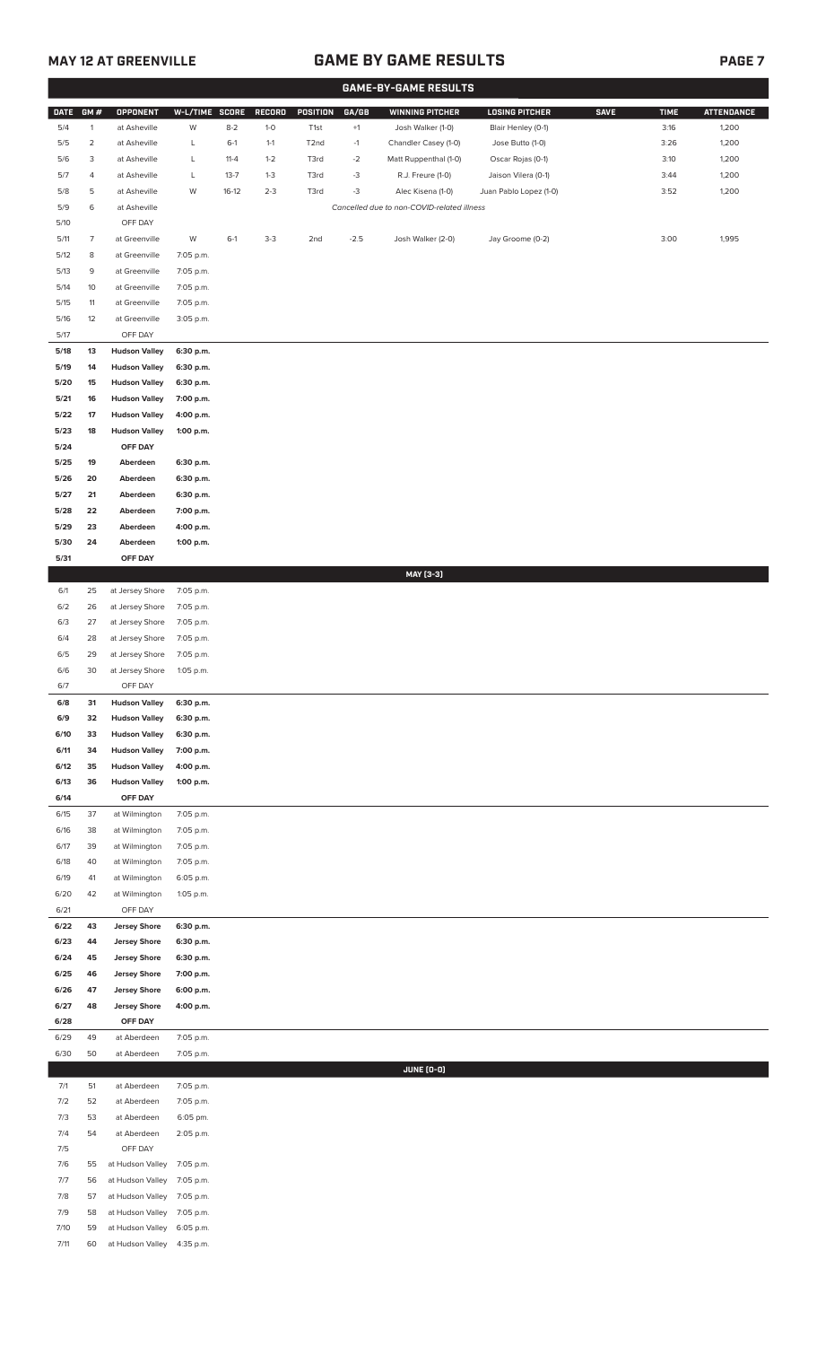# GAME BY GAME RESULTS

MAY 12 AT GREENVILLE

## GAME-BY-GAME RESULTS

| DATE | GM # | OPPONENT | W-L/TIME | SCORE | RECORD | POSITION | GA/GB | WINNING PITCHER | LOSING PITCHER | SAVE | TIME | ATTENDANCE |
|---|---|---|---|---|---|---|---|---|---|---|---|---|
| 5/4 | 1 | at Asheville | W | 8-2 | 1-0 | T1st | +1 | Josh Walker (1-0) | Blair Henley (0-1) | | 3:16 | 1,200 |
| 5/5 | 2 | at Asheville | L | 6-1 | 1-1 | T2nd | -1 | Chandler Casey (1-0) | Jose Butto (1-0) | | 3:26 | 1,200 |
| 5/6 | 3 | at Asheville | L | 11-4 | 1-2 | T3rd | -2 | Matt Ruppenthal (1-0) | Oscar Rojas (0-1) | | 3:10 | 1,200 |
| 5/7 | 4 | at Asheville | L | 13-7 | 1-3 | T3rd | -3 | R.J. Freure (1-0) | Jaison Vilera (0-1) | | 3:44 | 1,200 |
| 5/8 | 5 | at Asheville | W | 16-12 | 2-3 | T3rd | -3 | Alec Kisena (1-0) | Juan Pablo Lopez (1-0) | | 3:52 | 1,200 |
| 5/9 | 6 | at Asheville | | | | | | *Cancelled due to non-COVID-related illness* | | | | |
| 5/10 | | OFF DAY | | | | | | | | | | |
| 5/11 | 7 | at Greenville | W | 6-1 | 3-3 | 2nd | -2.5 | Josh Walker (2-0) | Jay Groome (0-2) | | 3:00 | 1,995 |
| 5/12 | 8 | at Greenville | 7:05 p.m. | | | | | | | | | |
| 5/13 | 9 | at Greenville | 7:05 p.m. | | | | | | | | | |
| 5/14 | 10 | at Greenville | 7:05 p.m. | | | | | | | | | |
| 5/15 | 11 | at Greenville | 7:05 p.m. | | | | | | | | | |
| 5/16 | 12 | at Greenville | 3:05 p.m. | | | | | | | | | |
| 5/17 | | OFF DAY | | | | | | | | | | |
| **5/18** | **13** | **Hudson Valley** | **6:30 p.m.** | | | | | | | | | |
| **5/19** | **14** | **Hudson Valley** | **6:30 p.m.** | | | | | | | | | |
| **5/20** | **15** | **Hudson Valley** | **6:30 p.m.** | | | | | | | | | |
| **5/21** | **16** | **Hudson Valley** | **7:00 p.m.** | | | | | | | | | |
| **5/22** | **17** | **Hudson Valley** | **4:00 p.m.** | | | | | | | | | |
| **5/23** | **18** | **Hudson Valley** | **1:00 p.m.** | | | | | | | | | |
| **5/24** | | **OFF DAY** | | | | | | | | | | |
| **5/25** | **19** | **Aberdeen** | **6:30 p.m.** | | | | | | | | | |
| **5/26** | **20** | **Aberdeen** | **6:30 p.m.** | | | | | | | | | |
| **5/27** | **21** | **Aberdeen** | **6:30 p.m.** | | | | | | | | | |
| **5/28** | **22** | **Aberdeen** | **7:00 p.m.** | | | | | | | | | |
| **5/29** | **23** | **Aberdeen** | **4:00 p.m.** | | | | | | | | | |
| **5/30** | **24** | **Aberdeen** | **1:00 p.m.** | | | | | | | | | |
| **5/31** | | **OFF DAY** | | | | | | | | | | |
| | | | | | | | | **MAY (3-3)** | | | | |
| 6/1 | 25 | at Jersey Shore | 7:05 p.m. | | | | | | | | | |
| 6/2 | 26 | at Jersey Shore | 7:05 p.m. | | | | | | | | | |
| 6/3 | 27 | at Jersey Shore | 7:05 p.m. | | | | | | | | | |
| 6/4 | 28 | at Jersey Shore | 7:05 p.m. | | | | | | | | | |
| 6/5 | 29 | at Jersey Shore | 7:05 p.m. | | | | | | | | | |
| 6/6 | 30 | at Jersey Shore | 1:05 p.m. | | | | | | | | | |
| 6/7 | | OFF DAY | | | | | | | | | | |
| **6/8** | **31** | **Hudson Valley** | **6:30 p.m.** | | | | | | | | | |
| **6/9** | **32** | **Hudson Valley** | **6:30 p.m.** | | | | | | | | | |
| **6/10** | **33** | **Hudson Valley** | **6:30 p.m.** | | | | | | | | | |
| **6/11** | **34** | **Hudson Valley** | **7:00 p.m.** | | | | | | | | | |
| **6/12** | **35** | **Hudson Valley** | **4:00 p.m.** | | | | | | | | | |
| **6/13** | **36** | **Hudson Valley** | **1:00 p.m.** | | | | | | | | | |
| **6/14** | | **OFF DAY** | | | | | | | | | | |
| 6/15 | 37 | at Wilmington | 7:05 p.m. | | | | | | | | | |
| 6/16 | 38 | at Wilmington | 7:05 p.m. | | | | | | | | | |
| 6/17 | 39 | at Wilmington | 7:05 p.m. | | | | | | | | | |
| 6/18 | 40 | at Wilmington | 7:05 p.m. | | | | | | | | | |
| 6/19 | 41 | at Wilmington | 6:05 p.m. | | | | | | | | | |
| 6/20 | 42 | at Wilmington | 1:05 p.m. | | | | | | | | | |
| 6/21 | | OFF DAY | | | | | | | | | | |
| **6/22** | **43** | **Jersey Shore** | **6:30 p.m.** | | | | | | | | | |
| **6/23** | **44** | **Jersey Shore** | **6:30 p.m.** | | | | | | | | | |
| **6/24** | **45** | **Jersey Shore** | **6:30 p.m.** | | | | | | | | | |
| **6/25** | **46** | **Jersey Shore** | **7:00 p.m.** | | | | | | | | | |
| **6/26** | **47** | **Jersey Shore** | **6:00 p.m.** | | | | | | | | | |
| **6/27** | **48** | **Jersey Shore** | **4:00 p.m.** | | | | | | | | | |
| **6/28** | | **OFF DAY** | | | | | | | | | | |
| 6/29 | 49 | at Aberdeen | 7:05 p.m. | | | | | | | | | |
| 6/30 | 50 | at Aberdeen | 7:05 p.m. | | | | | | | | | |
| | | | | | | | | **JUNE (0-0)** | | | | |
| 7/1 | 51 | at Aberdeen | 7:05 p.m. | | | | | | | | | |
| 7/2 | 52 | at Aberdeen | 7:05 p.m. | | | | | | | | | |
| 7/3 | 53 | at Aberdeen | 6:05 pm. | | | | | | | | | |
| 7/4 | 54 | at Aberdeen | 2:05 p.m. | | | | | | | | | |
| 7/5 | | OFF DAY | | | | | | | | | | |
| 7/6 | 55 | at Hudson Valley | 7:05 p.m. | | | | | | | | | |
| 7/7 | 56 | at Hudson Valley | 7:05 p.m. | | | | | | | | | |
| 7/8 | 57 | at Hudson Valley | 7:05 p.m. | | | | | | | | | |
| 7/9 | 58 | at Hudson Valley | 7:05 p.m. | | | | | | | | | |
| 7/10 | 59 | at Hudson Valley | 6:05 p.m. | | | | | | | | | |
| 7/11 | 60 | at Hudson Valley | 4:35 p.m. | | | | | | | | | |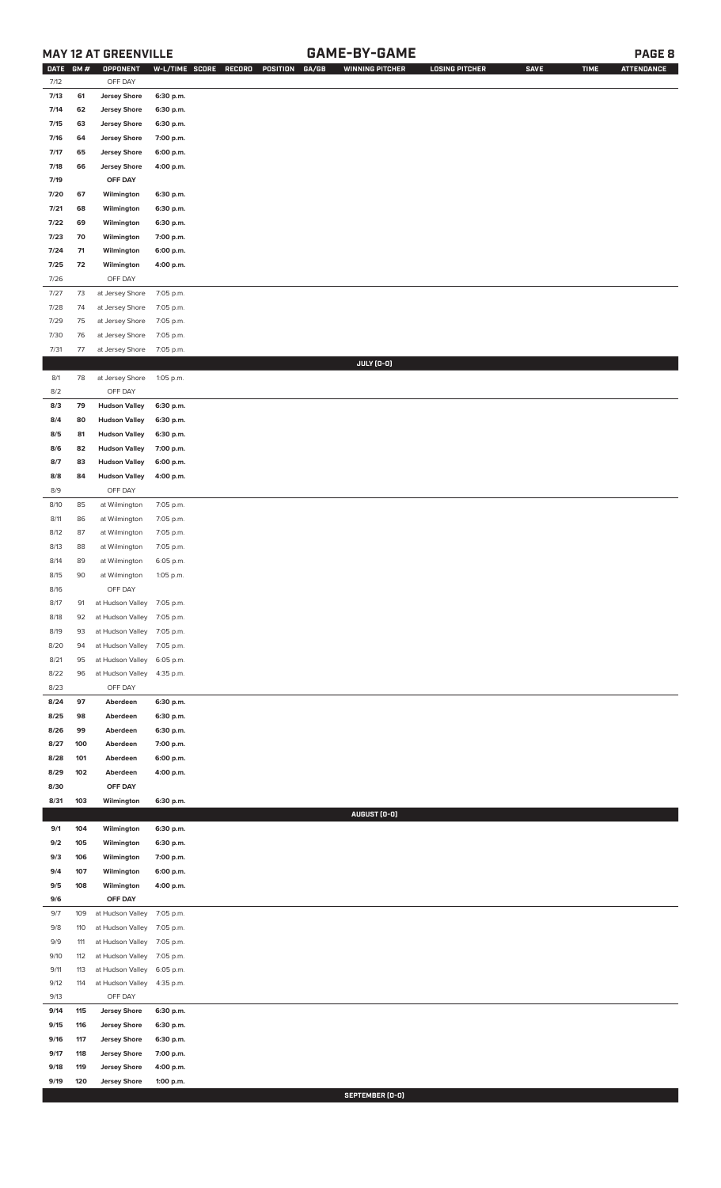## MAY 12 AT GREENVILLE

## GAME-BY-GAME

| DATE | GM # | OPPONENT | W-L/TIME | SCORE | RECORD | POSITION | GA/GB | WINNING PITCHER | LOSING PITCHER | SAVE | TIME | ATTENDANCE |
|---|---|---|---|---|---|---|---|---|---|---|---|---|
| 7/12 | | OFF DAY | | | | | | | | | | |
| 7/13 | 61 | Jersey Shore | 6:30 p.m. | | | | | | | | | |
| 7/14 | 62 | Jersey Shore | 6:30 p.m. | | | | | | | | | |
| 7/15 | 63 | Jersey Shore | 6:30 p.m. | | | | | | | | | |
| 7/16 | 64 | Jersey Shore | 7:00 p.m. | | | | | | | | | |
| 7/17 | 65 | Jersey Shore | 6:00 p.m. | | | | | | | | | |
| 7/18 | 66 | Jersey Shore | 4:00 p.m. | | | | | | | | | |
| 7/19 | | OFF DAY | | | | | | | | | | |
| 7/20 | 67 | Wilmington | 6:30 p.m. | | | | | | | | | |
| 7/21 | 68 | Wilmington | 6:30 p.m. | | | | | | | | | |
| 7/22 | 69 | Wilmington | 6:30 p.m. | | | | | | | | | |
| 7/23 | 70 | Wilmington | 7:00 p.m. | | | | | | | | | |
| 7/24 | 71 | Wilmington | 6:00 p.m. | | | | | | | | | |
| 7/25 | 72 | Wilmington | 4:00 p.m. | | | | | | | | | |
| 7/26 | | OFF DAY | | | | | | | | | | |
| 7/27 | 73 | at Jersey Shore | 7:05 p.m. | | | | | | | | | |
| 7/28 | 74 | at Jersey Shore | 7:05 p.m. | | | | | | | | | |
| 7/29 | 75 | at Jersey Shore | 7:05 p.m. | | | | | | | | | |
| 7/30 | 76 | at Jersey Shore | 7:05 p.m. | | | | | | | | | |
| 7/31 | 77 | at Jersey Shore | 7:05 p.m. | | | | | | | | | |
| | | | | | | | | JULY (0-0) | | | | |
| 8/1 | 78 | at Jersey Shore | 1:05 p.m. | | | | | | | | | |
| 8/2 | | OFF DAY | | | | | | | | | | |
| 8/3 | 79 | Hudson Valley | 6:30 p.m. | | | | | | | | | |
| 8/4 | 80 | Hudson Valley | 6:30 p.m. | | | | | | | | | |
| 8/5 | 81 | Hudson Valley | 6:30 p.m. | | | | | | | | | |
| 8/6 | 82 | Hudson Valley | 7:00 p.m. | | | | | | | | | |
| 8/7 | 83 | Hudson Valley | 6:00 p.m. | | | | | | | | | |
| 8/8 | 84 | Hudson Valley | 4:00 p.m. | | | | | | | | | |
| 8/9 | | OFF DAY | | | | | | | | | | |
| 8/10 | 85 | at Wilmington | 7:05 p.m. | | | | | | | | | |
| 8/11 | 86 | at Wilmington | 7:05 p.m. | | | | | | | | | |
| 8/12 | 87 | at Wilmington | 7:05 p.m. | | | | | | | | | |
| 8/13 | 88 | at Wilmington | 7:05 p.m. | | | | | | | | | |
| 8/14 | 89 | at Wilmington | 6:05 p.m. | | | | | | | | | |
| 8/15 | 90 | at Wilmington | 1:05 p.m. | | | | | | | | | |
| 8/16 | | OFF DAY | | | | | | | | | | |
| 8/17 | 91 | at Hudson Valley | 7:05 p.m. | | | | | | | | | |
| 8/18 | 92 | at Hudson Valley | 7:05 p.m. | | | | | | | | | |
| 8/19 | 93 | at Hudson Valley | 7:05 p.m. | | | | | | | | | |
| 8/20 | 94 | at Hudson Valley | 7:05 p.m. | | | | | | | | | |
| 8/21 | 95 | at Hudson Valley | 6:05 p.m. | | | | | | | | | |
| 8/22 | 96 | at Hudson Valley | 4:35 p.m. | | | | | | | | | |
| 8/23 | | OFF DAY | | | | | | | | | | |
| 8/24 | 97 | Aberdeen | 6:30 p.m. | | | | | | | | | |
| 8/25 | 98 | Aberdeen | 6:30 p.m. | | | | | | | | | |
| 8/26 | 99 | Aberdeen | 6:30 p.m. | | | | | | | | | |
| 8/27 | 100 | Aberdeen | 7:00 p.m. | | | | | | | | | |
| 8/28 | 101 | Aberdeen | 6:00 p.m. | | | | | | | | | |
| 8/29 | 102 | Aberdeen | 4:00 p.m. | | | | | | | | | |
| 8/30 | | OFF DAY | | | | | | | | | | |
| 8/31 | 103 | Wilmington | 6:30 p.m. | | | | | | | | | |
| | | | | | | | | AUGUST (0-0) | | | | |
| 9/1 | 104 | Wilmington | 6:30 p.m. | | | | | | | | | |
| 9/2 | 105 | Wilmington | 6:30 p.m. | | | | | | | | | |
| 9/3 | 106 | Wilmington | 7:00 p.m. | | | | | | | | | |
| 9/4 | 107 | Wilmington | 6:00 p.m. | | | | | | | | | |
| 9/5 | 108 | Wilmington | 4:00 p.m. | | | | | | | | | |
| 9/6 | | OFF DAY | | | | | | | | | | |
| 9/7 | 109 | at Hudson Valley | 7:05 p.m. | | | | | | | | | |
| 9/8 | 110 | at Hudson Valley | 7:05 p.m. | | | | | | | | | |
| 9/9 | 111 | at Hudson Valley | 7:05 p.m. | | | | | | | | | |
| 9/10 | 112 | at Hudson Valley | 7:05 p.m. | | | | | | | | | |
| 9/11 | 113 | at Hudson Valley | 6:05 p.m. | | | | | | | | | |
| 9/12 | 114 | at Hudson Valley | 4:35 p.m. | | | | | | | | | |
| 9/13 | | OFF DAY | | | | | | | | | | |
| 9/14 | 115 | Jersey Shore | 6:30 p.m. | | | | | | | | | |
| 9/15 | 116 | Jersey Shore | 6:30 p.m. | | | | | | | | | |
| 9/16 | 117 | Jersey Shore | 6:30 p.m. | | | | | | | | | |
| 9/17 | 118 | Jersey Shore | 7:00 p.m. | | | | | | | | | |
| 9/18 | 119 | Jersey Shore | 4:00 p.m. | | | | | | | | | |
| 9/19 | 120 | Jersey Shore | 1:00 p.m. | | | | | | | | | |
| | | | | | | | | SEPTEMBER (0-0) | | | | |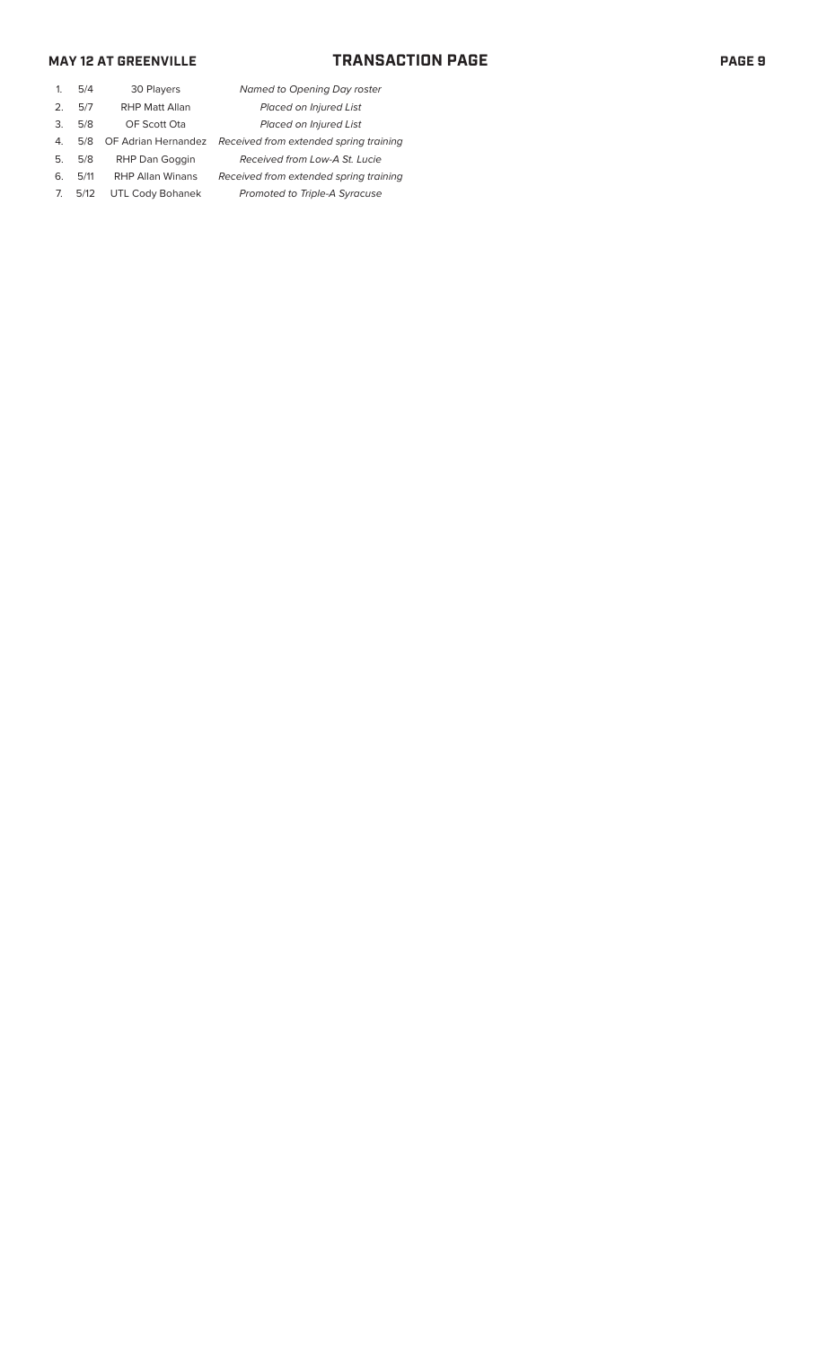# TRANSACTION PAGE

| | | | |
|---|---|---|---|
| 1. | 5/4 | 30 Players | *Named to Opening Day roster* |
| 2. | 5/7 | RHP Matt Allan | *Placed on Injured List* |
| 3. | 5/8 | OF Scott Ota | *Placed on Injured List* |
| 4. | 5/8 | OF Adrian Hernandez | *Received from extended spring training* |
| 5. | 5/8 | RHP Dan Goggin | *Received from Low-A St. Lucie* |
| 6. | 5/11 | RHP Allan Winans | *Received from extended spring training* |
| 7. | 5/12 | UTL Cody Bohanek | *Promoted to Triple-A Syracuse* |